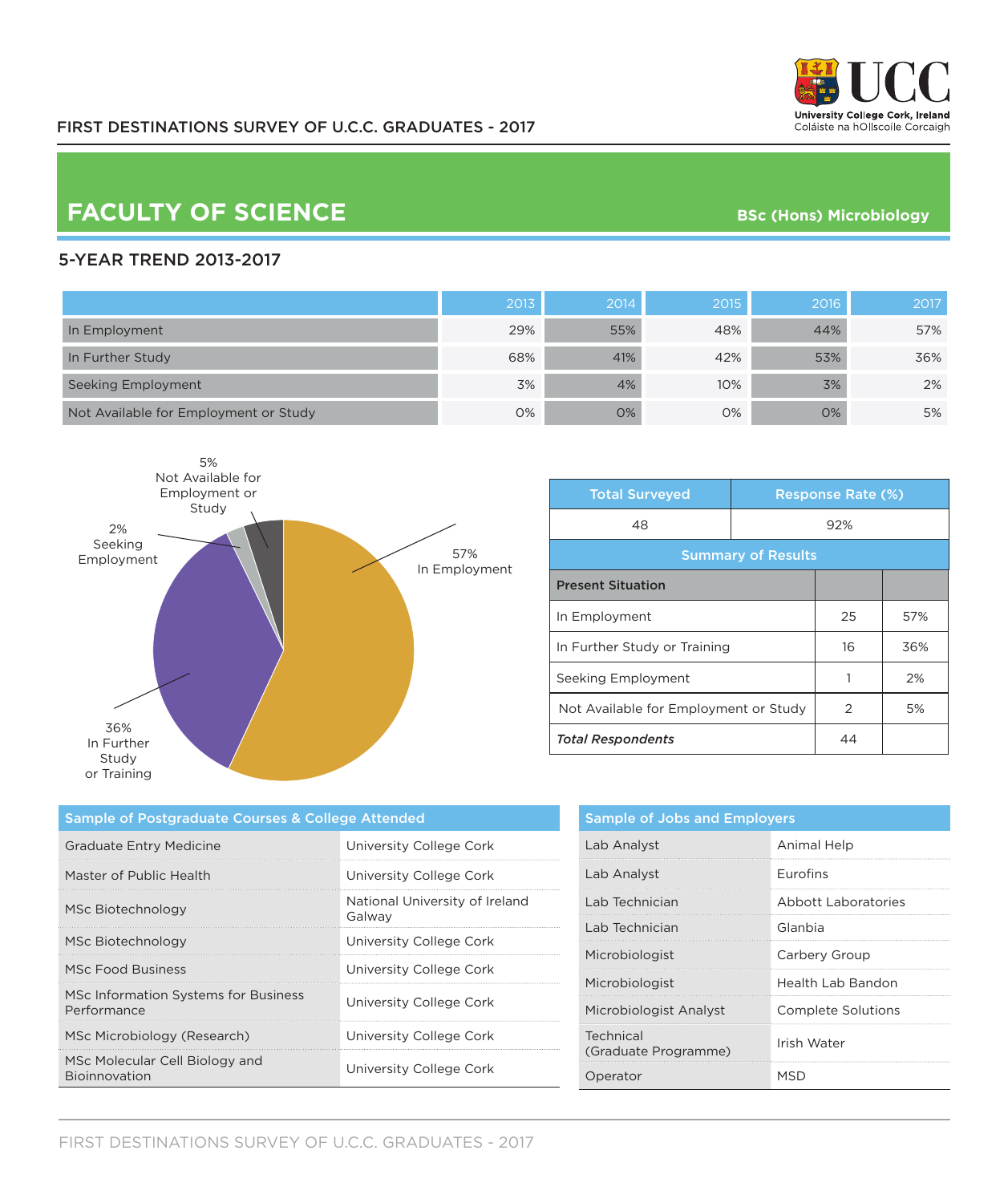FIRST DESTINATIONS SURVEY OF U.C.C. GRADUATES - 2017

# FACULTY OF SCIENCE

**BSc (Hons) Microbiology**

## 5-YEAR TREND 2013-2017

| | 2013 | 2014 | 2015 | 2016 | 2017 |
|---|---|---|---|---|---|
| In Employment | 29% | 55% | 48% | 44% | 57% |
| In Further Study | 68% | 41% | 42% | 53% | 36% |
| Seeking Employment | 3% | 4% | 10% | 3% | 2% |
| Not Available for Employment or Study | 0% | 0% | 0% | 0% | 5% |

57% In Employment
36% In Further Study or Training
2% Seeking Employment
5% Not Available for Employment or Study

| Total Surveyed | Response Rate (%) |
|---|---|
| 48 | 92% |

**Summary of Results**

| Present Situation | | |
|---|---|---|
| In Employment | 25 | 57% |
| In Further Study or Training | 16 | 36% |
| Seeking Employment | 1 | 2% |
| Not Available for Employment or Study | 2 | 5% |
| ***Total Respondents*** | 44 | |

### Sample of Postgraduate Courses & College Attended

| Course | College |
|---|---|
| Graduate Entry Medicine | University College Cork |
| Master of Public Health | University College Cork |
| MSc Biotechnology | National University of Ireland Galway |
| MSc Biotechnology | University College Cork |
| MSc Food Business | University College Cork |
| MSc Information Systems for Business Performance | University College Cork |
| MSc Microbiology (Research) | University College Cork |
| MSc Molecular Cell Biology and Bioinnovation | University College Cork |

### Sample of Jobs and Employers

| Job | Employer |
|---|---|
| Lab Analyst | Animal Help |
| Lab Analyst | Eurofins |
| Lab Technician | Abbott Laboratories |
| Lab Technician | Glanbia |
| Microbiologist | Carbery Group |
| Microbiologist | Health Lab Bandon |
| Microbiologist Analyst | Complete Solutions |
| Technical (Graduate Programme) | Irish Water |
| Operator | MSD |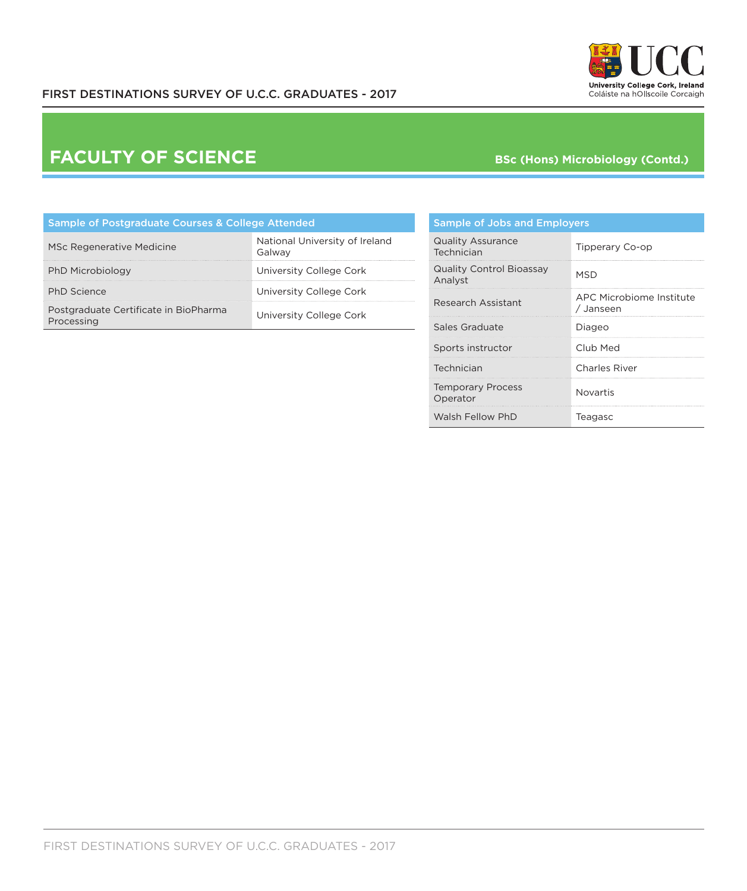# FACULTY OF SCIENCE

## BSc (Hons) Microbiology (Contd.)

| Sample of Postgraduate Courses & College Attended | |
|---|---|
| MSc Regenerative Medicine | National University of Ireland Galway |
| PhD Microbiology | University College Cork |
| PhD Science | University College Cork |
| Postgraduate Certificate in BioPharma Processing | University College Cork |

| Sample of Jobs and Employers | |
|---|---|
| Quality Assurance Technician | Tipperary Co-op |
| Quality Control Bioassay Analyst | MSD |
| Research Assistant | APC Microbiome Institute / Janseen |
| Sales Graduate | Diageo |
| Sports instructor | Club Med |
| Technician | Charles River |
| Temporary Process Operator | Novartis |
| Walsh Fellow PhD | Teagasc |